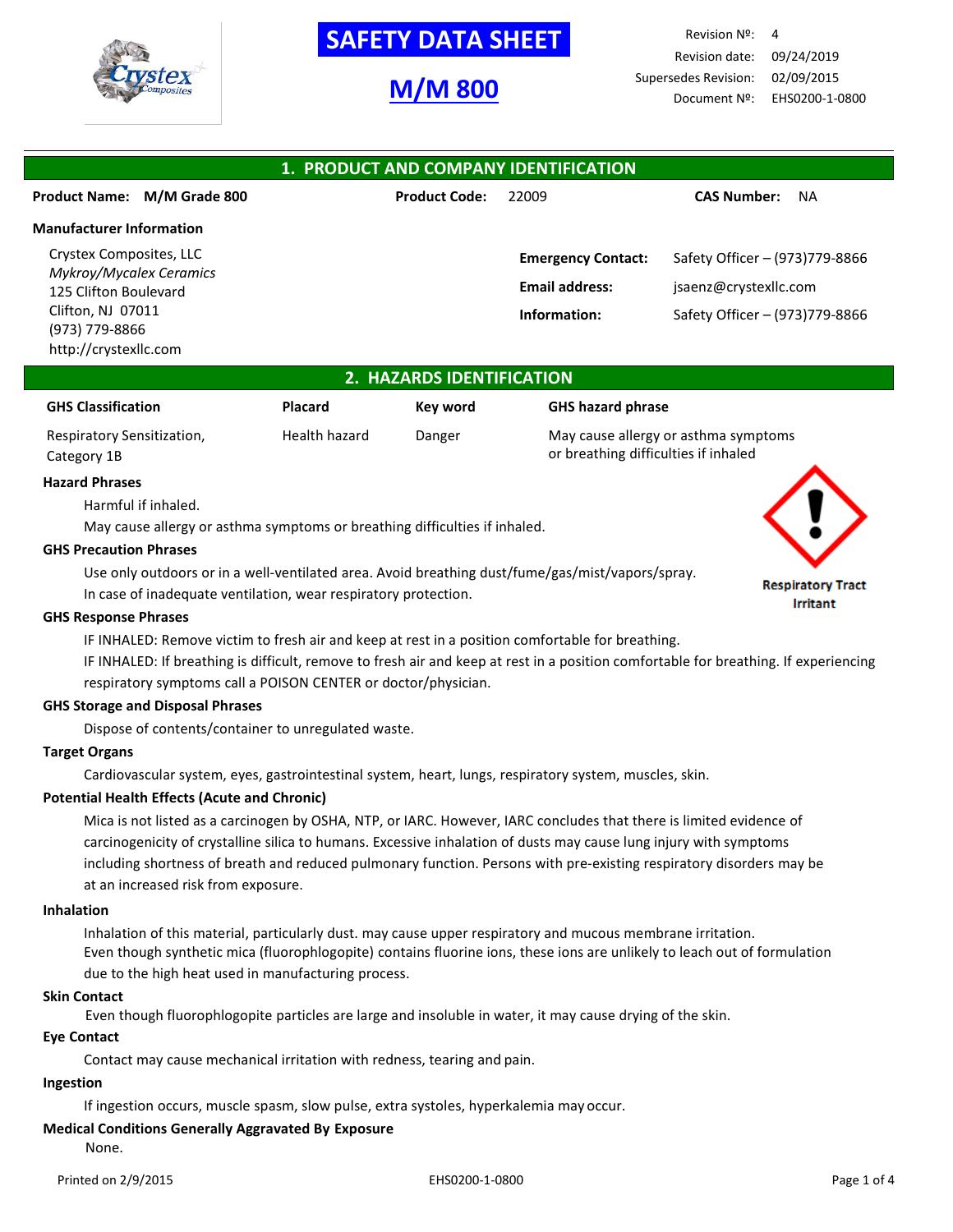# SAFETY DATA SHEET

# M/M 800

Revision Nº: 4
Revision date: 09/24/2019
Supersedes Revision: 02/09/2015
Document Nº: EHS0200-1-0800

## 1. PRODUCT AND COMPANY IDENTIFICATION

**Product Name:** **M/M Grade 800** **Product Code:** 22009 **CAS Number:** NA

**Manufacturer Information**

Crystex Composites, LLC
*Mykroy/Mycalex Ceramics*
125 Clifton Boulevard
Clifton, NJ 07011
(973) 779-8866
http://crystexllc.com

**Emergency Contact:** Safety Officer – (973)779-8866
**Email address:** jsaenz@crystexllc.com
**Information:** Safety Officer – (973)779-8866

## 2. HAZARDS IDENTIFICATION

| GHS Classification | Placard | Key word | GHS hazard phrase |
| --- | --- | --- | --- |
| Respiratory Sensitization, Category 1B | Health hazard | Danger | May cause allergy or asthma symptoms or breathing difficulties if inhaled |

Respiratory Tract Irritant

**Hazard Phrases**

Harmful if inhaled.
May cause allergy or asthma symptoms or breathing difficulties if inhaled.

**GHS Precaution Phrases**

Use only outdoors or in a well-ventilated area. Avoid breathing dust/fume/gas/mist/vapors/spray.
In case of inadequate ventilation, wear respiratory protection.

**GHS Response Phrases**

IF INHALED: Remove victim to fresh air and keep at rest in a position comfortable for breathing.
IF INHALED: If breathing is difficult, remove to fresh air and keep at rest in a position comfortable for breathing. If experiencing respiratory symptoms call a POISON CENTER or doctor/physician.

**GHS Storage and Disposal Phrases**

Dispose of contents/container to unregulated waste.

**Target Organs**

Cardiovascular system, eyes, gastrointestinal system, heart, lungs, respiratory system, muscles, skin.

**Potential Health Effects (Acute and Chronic)**

Mica is not listed as a carcinogen by OSHA, NTP, or IARC. However, IARC concludes that there is limited evidence of carcinogenicity of crystalline silica to humans. Excessive inhalation of dusts may cause lung injury with symptoms including shortness of breath and reduced pulmonary function. Persons with pre-existing respiratory disorders may be at an increased risk from exposure.

**Inhalation**

Inhalation of this material, particularly dust. may cause upper respiratory and mucous membrane irritation.
Even though synthetic mica (fluorophlogopite) contains fluorine ions, these ions are unlikely to leach out of formulation due to the high heat used in manufacturing process.

**Skin Contact**

Even though fluorophlogopite particles are large and insoluble in water, it may cause drying of the skin.

**Eye Contact**

Contact may cause mechanical irritation with redness, tearing and pain.

**Ingestion**

If ingestion occurs, muscle spasm, slow pulse, extra systoles, hyperkalemia may occur.

**Medical Conditions Generally Aggravated By Exposure**

None.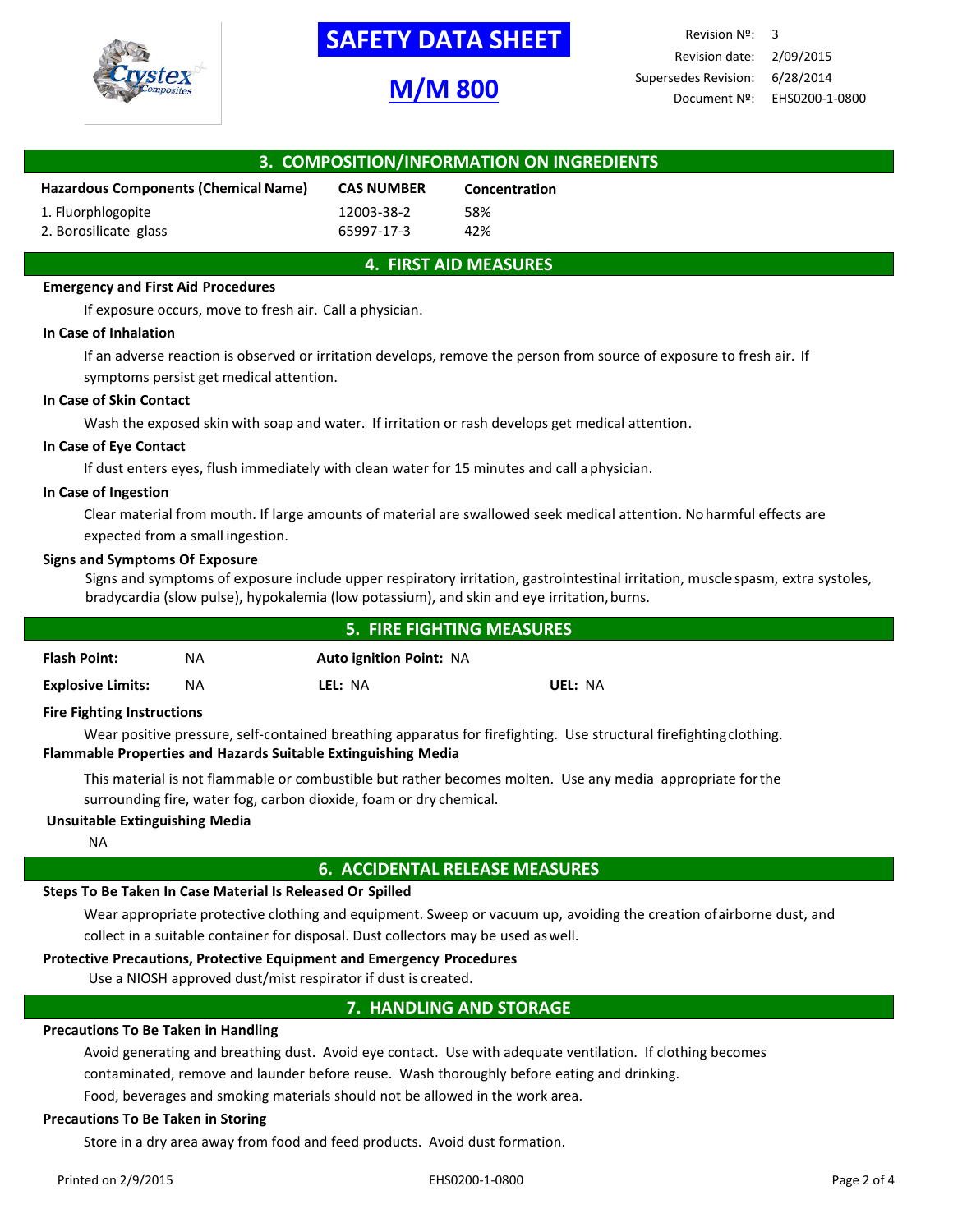# SAFETY DATA SHEET

## M/M 800

Revision Nº: 3
Revision date: 2/09/2015
Supersedes Revision: 6/28/2014
Document Nº: EHS0200-1-0800

## 3. COMPOSITION/INFORMATION ON INGREDIENTS

| Hazardous Components (Chemical Name) | CAS NUMBER | Concentration |
|---|---|---|
| 1. Fluorphlogopite | 12003-38-2 | 58% |
| 2. Borosilicate glass | 65997-17-3 | 42% |

## 4. FIRST AID MEASURES

**Emergency and First Aid Procedures**

If exposure occurs, move to fresh air. Call a physician.

**In Case of Inhalation**

If an adverse reaction is observed or irritation develops, remove the person from source of exposure to fresh air. If symptoms persist get medical attention.

**In Case of Skin Contact**

Wash the exposed skin with soap and water. If irritation or rash develops get medical attention.

**In Case of Eye Contact**

If dust enters eyes, flush immediately with clean water for 15 minutes and call a physician.

**In Case of Ingestion**

Clear material from mouth. If large amounts of material are swallowed seek medical attention. No harmful effects are expected from a small ingestion.

**Signs and Symptoms Of Exposure**

Signs and symptoms of exposure include upper respiratory irritation, gastrointestinal irritation, muscle spasm, extra systoles, bradycardia (slow pulse), hypokalemia (low potassium), and skin and eye irritation, burns.

## 5. FIRE FIGHTING MEASURES

**Flash Point:** NA **Auto ignition Point:** NA

**Explosive Limits:** NA **LEL:** NA **UEL:** NA

**Fire Fighting Instructions**

Wear positive pressure, self-contained breathing apparatus for firefighting. Use structural firefighting clothing.

**Flammable Properties and Hazards Suitable Extinguishing Media**

This material is not flammable or combustible but rather becomes molten. Use any media appropriate for the surrounding fire, water fog, carbon dioxide, foam or dry chemical.

**Unsuitable Extinguishing Media**

NA

## 6. ACCIDENTAL RELEASE MEASURES

**Steps To Be Taken In Case Material Is Released Or Spilled**

Wear appropriate protective clothing and equipment. Sweep or vacuum up, avoiding the creation of airborne dust, and collect in a suitable container for disposal. Dust collectors may be used as well.

**Protective Precautions, Protective Equipment and Emergency Procedures**

Use a NIOSH approved dust/mist respirator if dust is created.

## 7. HANDLING AND STORAGE

**Precautions To Be Taken in Handling**

Avoid generating and breathing dust. Avoid eye contact. Use with adequate ventilation. If clothing becomes contaminated, remove and launder before reuse. Wash thoroughly before eating and drinking.

Food, beverages and smoking materials should not be allowed in the work area.

**Precautions To Be Taken in Storing**

Store in a dry area away from food and feed products. Avoid dust formation.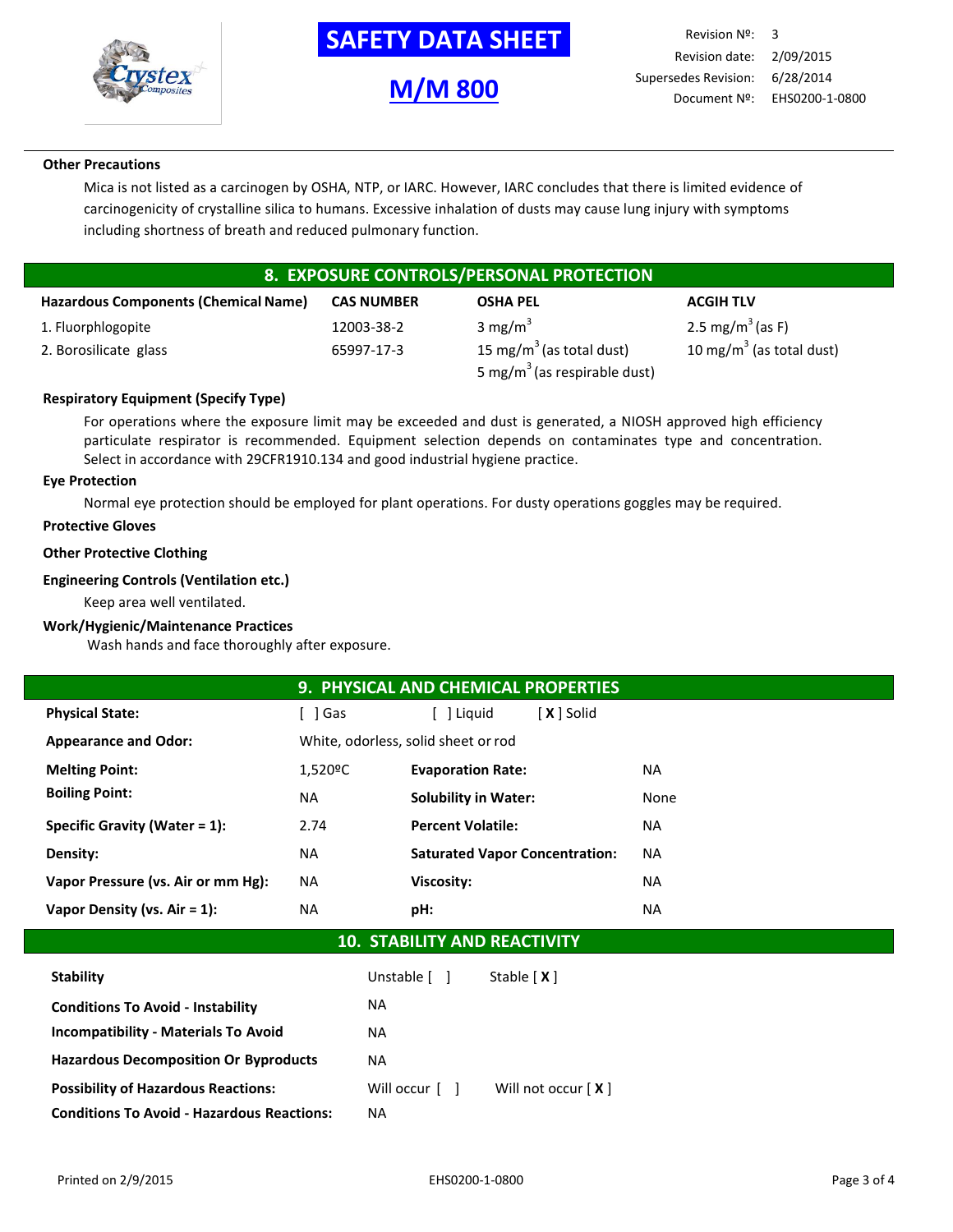**Other Precautions**

Mica is not listed as a carcinogen by OSHA, NTP, or IARC. However, IARC concludes that there is limited evidence of carcinogenicity of crystalline silica to humans. Excessive inhalation of dusts may cause lung injury with symptoms including shortness of breath and reduced pulmonary function.

## 8. EXPOSURE CONTROLS/PERSONAL PROTECTION

| Hazardous Components (Chemical Name) | CAS NUMBER | OSHA PEL | ACGIH TLV |
|---|---|---|---|
| 1. Fluorphlogopite | 12003-38-2 | 3 mg/$m^3$ | 2.5 mg/$m^3$ (as F) |
| 2. Borosilicate glass | 65997-17-3 | 15 mg/$m^3$ (as total dust)<br>5 mg/$m^3$ (as respirable dust) | 10 mg/$m^3$ (as total dust) |

**Respiratory Equipment (Specify Type)**

For operations where the exposure limit may be exceeded and dust is generated, a NIOSH approved high efficiency particulate respirator is recommended. Equipment selection depends on contaminates type and concentration. Select in accordance with 29CFR1910.134 and good industrial hygiene practice.

**Eye Protection**

Normal eye protection should be employed for plant operations. For dusty operations goggles may be required.

**Protective Gloves**

**Other Protective Clothing**

**Engineering Controls (Ventilation etc.)**

Keep area well ventilated.

**Work/Hygienic/Maintenance Practices**

Wash hands and face thoroughly after exposure.

## 9. PHYSICAL AND CHEMICAL PROPERTIES

**Physical State:** [ ] Gas [ ] Liquid [ **X** ] Solid

**Appearance and Odor:** White, odorless, solid sheet or rod

| | | | |
|---|---|---|---|
| **Melting Point:** | 1,520ºC | **Evaporation Rate:** | NA |
| **Boiling Point:** | NA | **Solubility in Water:** | None |
| **Specific Gravity (Water = 1):** | 2.74 | **Percent Volatile:** | NA |
| **Density:** | NA | **Saturated Vapor Concentration:** | NA |
| **Vapor Pressure (vs. Air or mm Hg):** | NA | **Viscosity:** | NA |
| **Vapor Density (vs. Air = 1):** | NA | **pH:** | NA |

## 10. STABILITY AND REACTIVITY

| | | |
|---|---|---|
| **Stability** | Unstable [ ] | Stable [ **X** ] |
| **Conditions To Avoid - Instability** | NA | |
| **Incompatibility - Materials To Avoid** | NA | |
| **Hazardous Decomposition Or Byproducts** | NA | |
| **Possibility of Hazardous Reactions:** | Will occur [ ] | Will not occur [ **X** ] |
| **Conditions To Avoid - Hazardous Reactions:** | NA | |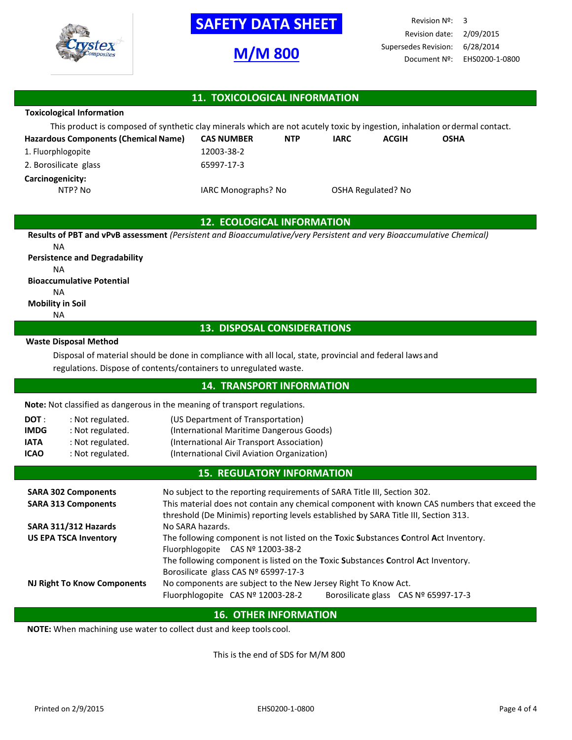# SAFETY DATA SHEET

## M/M 800

Revision Nº: 3
Revision date: 2/09/2015
Supersedes Revision: 6/28/2014
Document Nº: EHS0200-1-0800

## 11. TOXICOLOGICAL INFORMATION

**Toxicological Information**

This product is composed of synthetic clay minerals which are not acutely toxic by ingestion, inhalation or dermal contact.

| Hazardous Components (Chemical Name) | CAS NUMBER | NTP | IARC | ACGIH | OSHA |
|---|---|---|---|---|---|
| 1. Fluorphlogopite | 12003-38-2 | | | | |
| 2. Borosilicate glass | 65997-17-3 | | | | |

**Carcinogenicity:**

NTP? No IARC Monographs? No OSHA Regulated? No

## 12. ECOLOGICAL INFORMATION

**Results of PBT and vPvB assessment** *(Persistent and Bioaccumulative/very Persistent and very Bioaccumulative Chemical)*

NA

**Persistence and Degradability**

NA

**Bioaccumulative Potential**

NA

**Mobility in Soil**

NA

## 13. DISPOSAL CONSIDERATIONS

**Waste Disposal Method**

Disposal of material should be done in compliance with all local, state, provincial and federal laws and regulations. Dispose of contents/containers to unregulated waste.

## 14. TRANSPORT INFORMATION

**Note:** Not classified as dangerous in the meaning of transport regulations.

| | | |
|---|---|---|
| **DOT** : | : Not regulated. | (US Department of Transportation) |
| **IMDG** | : Not regulated. | (International Maritime Dangerous Goods) |
| **IATA** | : Not regulated. | (International Air Transport Association) |
| **ICAO** | : Not regulated. | (International Civil Aviation Organization) |

## 15. REGULATORY INFORMATION

| | |
|---|---|
| **SARA 302 Components** | No subject to the reporting requirements of SARA Title III, Section 302. |
| **SARA 313 Components** | This material does not contain any chemical component with known CAS numbers that exceed the threshold (De Minimis) reporting levels established by SARA Title III, Section 313. |
| **SARA 311/312 Hazards** | No SARA hazards. |
| **US EPA TSCA Inventory** | The following component is not listed on the **T**oxic **S**ubstances **C**ontrol **A**ct Inventory. Fluorphlogopite CAS Nº 12003-38-2 The following component is listed on the **T**oxic **S**ubstances **C**ontrol **A**ct Inventory. Borosilicate glass CAS Nº 65997-17-3 |
| **NJ Right To Know Components** | No components are subject to the New Jersey Right To Know Act. Fluorphlogopite CAS Nº 12003-28-2 Borosilicate glass CAS Nº 65997-17-3 |

## 16. OTHER INFORMATION

**NOTE:** When machining use water to collect dust and keep tools cool.

This is the end of SDS for M/M 800

Printed on 2/9/2015 EHS0200-1-0800